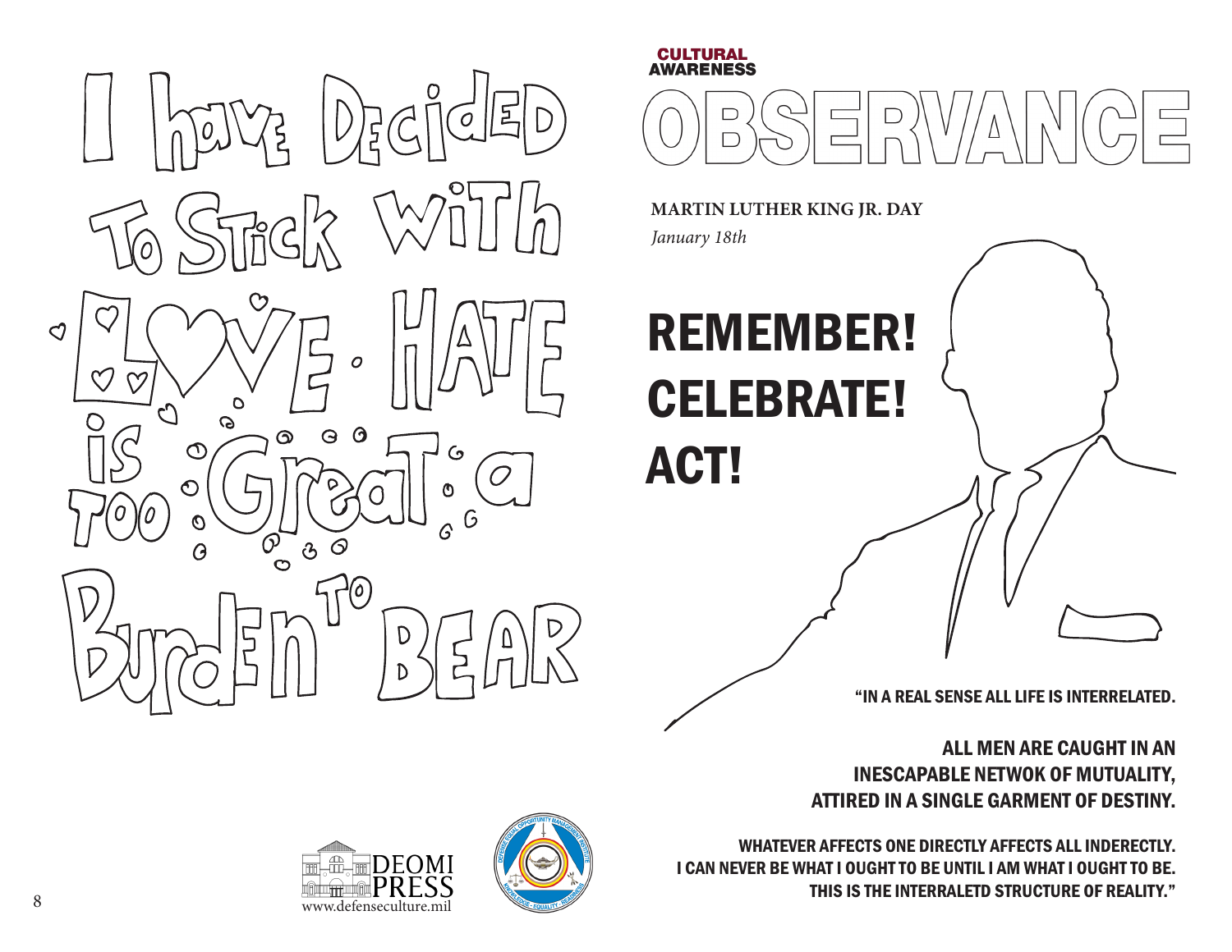I have Decided To Stick With LOVE. HATE is TOO Great a Burden To BEAR

CULTURAL AWARENESS

# OBSERVANCE

**MARTIN LUTHER KING JR. DAY**

*January 18th*

## REMEMBER!
## CELEBRATE!
## ACT!

**"IN A REAL SENSE ALL LIFE IS INTERRELATED.**

**ALL MEN ARE CAUGHT IN AN INESCAPABLE NETWOK OF MUTUALITY, ATTIRED IN A SINGLE GARMENT OF DESTINY.**

**WHATEVER AFFECTS ONE DIRECTLY AFFECTS ALL INDERECTLY. I CAN NEVER BE WHAT I OUGHT TO BE UNTIL I AM WHAT I OUGHT TO BE. THIS IS THE INTERRALETD STRUCTURE OF REALITY."**

DEOMI PRESS
www.defenseculture.mil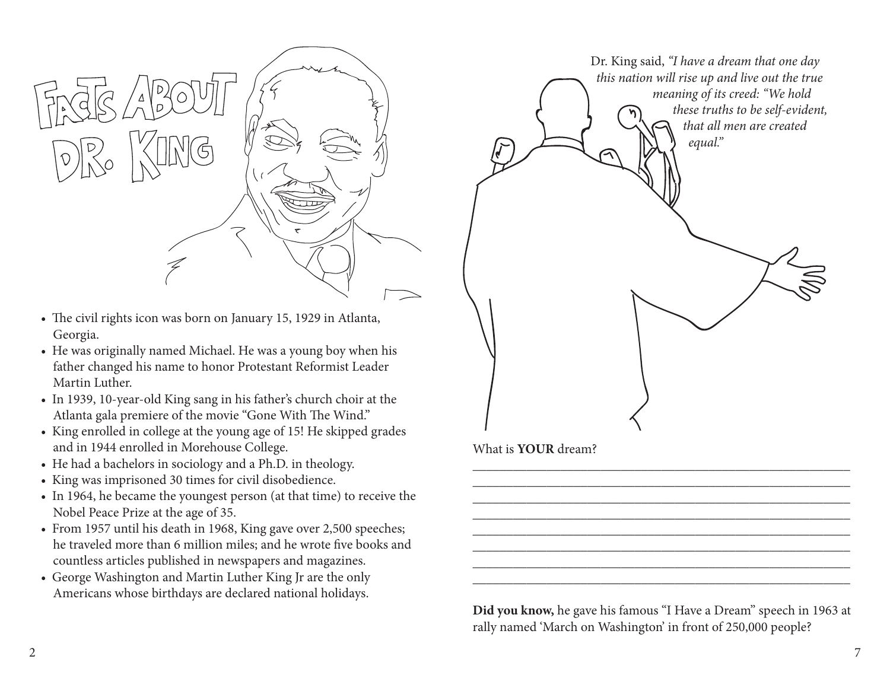# FACTS ABOUT DR. KING

- The civil rights icon was born on January 15, 1929 in Atlanta, Georgia.
- He was originally named Michael. He was a young boy when his father changed his name to honor Protestant Reformist Leader Martin Luther.
- In 1939, 10-year-old King sang in his father's church choir at the Atlanta gala premiere of the movie "Gone With The Wind."
- King enrolled in college at the young age of 15! He skipped grades and in 1944 enrolled in Morehouse College.
- He had a bachelors in sociology and a Ph.D. in theology.
- King was imprisoned 30 times for civil disobedience.
- In 1964, he became the youngest person (at that time) to receive the Nobel Peace Prize at the age of 35.
- From 1957 until his death in 1968, King gave over 2,500 speeches; he traveled more than 6 million miles; and he wrote five books and countless articles published in newspapers and magazines.
- George Washington and Martin Luther King Jr are the only Americans whose birthdays are declared national holidays.

Dr. King said, *"I have a dream that one day this nation will rise up and live out the true meaning of its creed: "We hold these truths to be self-evident, that all men are created equal."*

What is **YOUR** dream?

\_\_\_\_\_\_\_\_\_\_\_\_\_\_\_\_\_\_\_\_\_\_\_\_\_\_\_\_\_\_\_\_\_\_\_\_\_\_\_\_\_\_\_\_\_\_\_\_\_\_\_\_\_\_\_\_

\_\_\_\_\_\_\_\_\_\_\_\_\_\_\_\_\_\_\_\_\_\_\_\_\_\_\_\_\_\_\_\_\_\_\_\_\_\_\_\_\_\_\_\_\_\_\_\_\_\_\_\_\_\_\_\_

\_\_\_\_\_\_\_\_\_\_\_\_\_\_\_\_\_\_\_\_\_\_\_\_\_\_\_\_\_\_\_\_\_\_\_\_\_\_\_\_\_\_\_\_\_\_\_\_\_\_\_\_\_\_\_\_

\_\_\_\_\_\_\_\_\_\_\_\_\_\_\_\_\_\_\_\_\_\_\_\_\_\_\_\_\_\_\_\_\_\_\_\_\_\_\_\_\_\_\_\_\_\_\_\_\_\_\_\_\_\_\_\_

\_\_\_\_\_\_\_\_\_\_\_\_\_\_\_\_\_\_\_\_\_\_\_\_\_\_\_\_\_\_\_\_\_\_\_\_\_\_\_\_\_\_\_\_\_\_\_\_\_\_\_\_\_\_\_\_

\_\_\_\_\_\_\_\_\_\_\_\_\_\_\_\_\_\_\_\_\_\_\_\_\_\_\_\_\_\_\_\_\_\_\_\_\_\_\_\_\_\_\_\_\_\_\_\_\_\_\_\_\_\_\_\_

\_\_\_\_\_\_\_\_\_\_\_\_\_\_\_\_\_\_\_\_\_\_\_\_\_\_\_\_\_\_\_\_\_\_\_\_\_\_\_\_\_\_\_\_\_\_\_\_\_\_\_\_\_\_\_\_

\_\_\_\_\_\_\_\_\_\_\_\_\_\_\_\_\_\_\_\_\_\_\_\_\_\_\_\_\_\_\_\_\_\_\_\_\_\_\_\_\_\_\_\_\_\_\_\_\_\_\_\_\_\_\_\_

**Did you know,** he gave his famous "I Have a Dream" speech in 1963 at rally named 'March on Washington' in front of 250,000 people?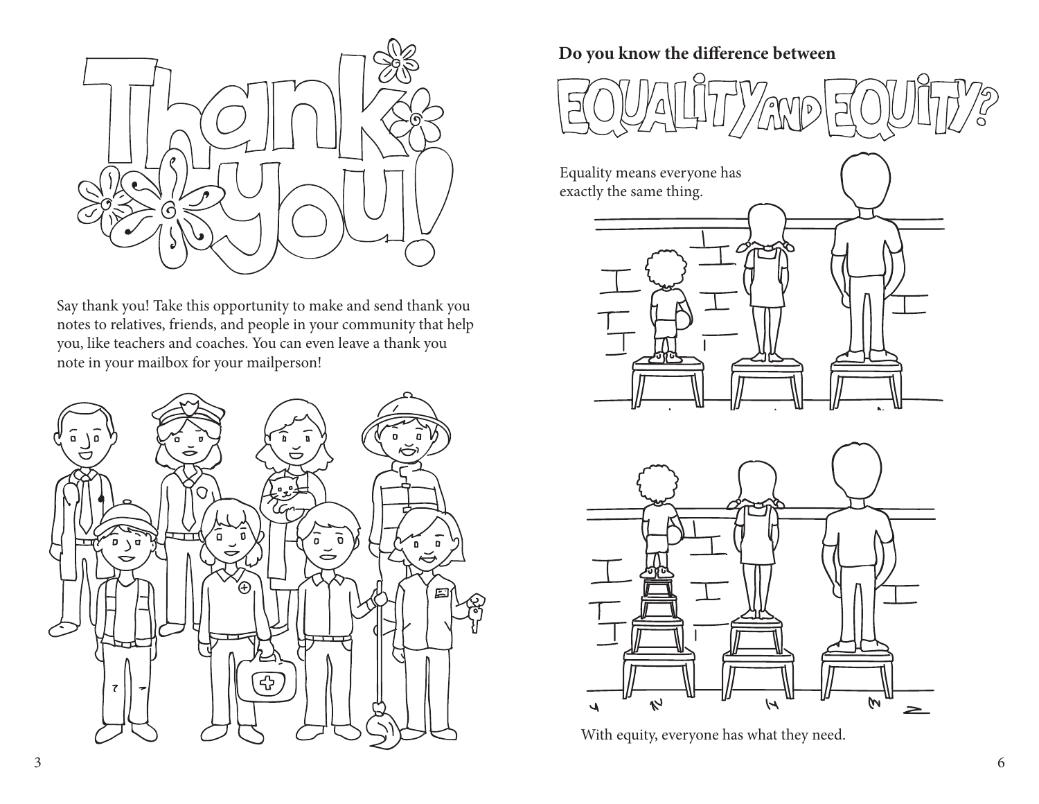# Thank you!

Say thank you! Take this opportunity to make and send thank you notes to relatives, friends, and people in your community that help you, like teachers and coaches. You can even leave a thank you note in your mailbox for your mailperson!

**Do you know the difference between**

# EQUALITY AND EQUITY?

Equality means everyone has exactly the same thing.

With equity, everyone has what they need.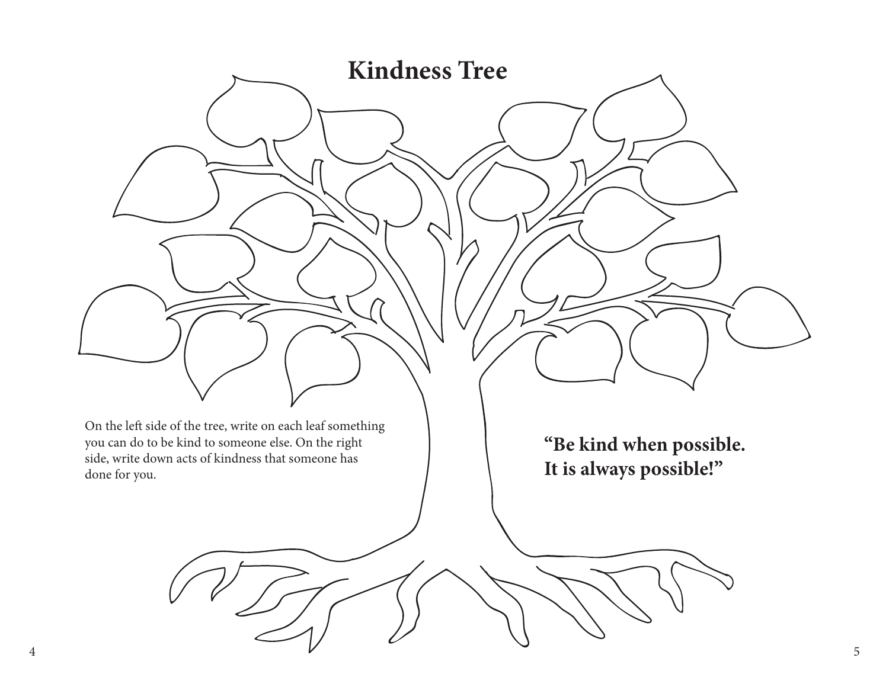# Kindness Tree

On the left side of the tree, write on each leaf something you can do to be kind to someone else. On the right side, write down acts of kindness that someone has done for you.

**"Be kind when possible. It is always possible!"**